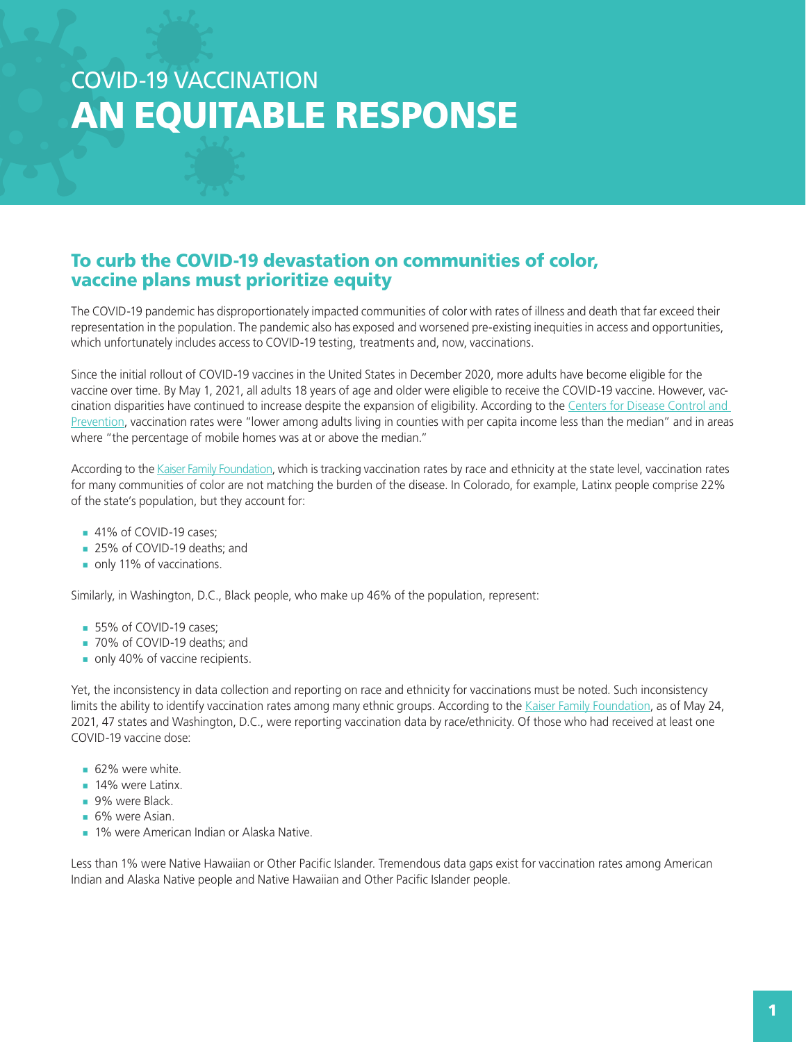# COVID-19 VACCINATION
# AN EQUITABLE RESPONSE

## To curb the COVID-19 devastation on communities of color, vaccine plans must prioritize equity

The COVID-19 pandemic has disproportionately impacted communities of color with rates of illness and death that far exceed their representation in the population. The pandemic also has exposed and worsened pre-existing inequities in access and opportunities, which unfortunately includes access to COVID-19 testing, treatments and, now, vaccinations.

Since the initial rollout of COVID-19 vaccines in the United States in December 2020, more adults have become eligible for the vaccine over time. By May 1, 2021, all adults 18 years of age and older were eligible to receive the COVID-19 vaccine. However, vaccination disparities have continued to increase despite the expansion of eligibility. According to the Centers for Disease Control and Prevention, vaccination rates were "lower among adults living in counties with per capita income less than the median" and in areas where "the percentage of mobile homes was at or above the median."

According to the Kaiser Family Foundation, which is tracking vaccination rates by race and ethnicity at the state level, vaccination rates for many communities of color are not matching the burden of the disease. In Colorado, for example, Latinx people comprise 22% of the state's population, but they account for:

- 41% of COVID-19 cases;
- 25% of COVID-19 deaths; and
- only 11% of vaccinations.

Similarly, in Washington, D.C., Black people, who make up 46% of the population, represent:

- 55% of COVID-19 cases;
- 70% of COVID-19 deaths; and
- only 40% of vaccine recipients.

Yet, the inconsistency in data collection and reporting on race and ethnicity for vaccinations must be noted. Such inconsistency limits the ability to identify vaccination rates among many ethnic groups. According to the Kaiser Family Foundation, as of May 24, 2021, 47 states and Washington, D.C., were reporting vaccination data by race/ethnicity. Of those who had received at least one COVID-19 vaccine dose:

- 62% were white.
- 14% were Latinx.
- 9% were Black.
- 6% were Asian.
- 1% were American Indian or Alaska Native.

Less than 1% were Native Hawaiian or Other Pacific Islander. Tremendous data gaps exist for vaccination rates among American Indian and Alaska Native people and Native Hawaiian and Other Pacific Islander people.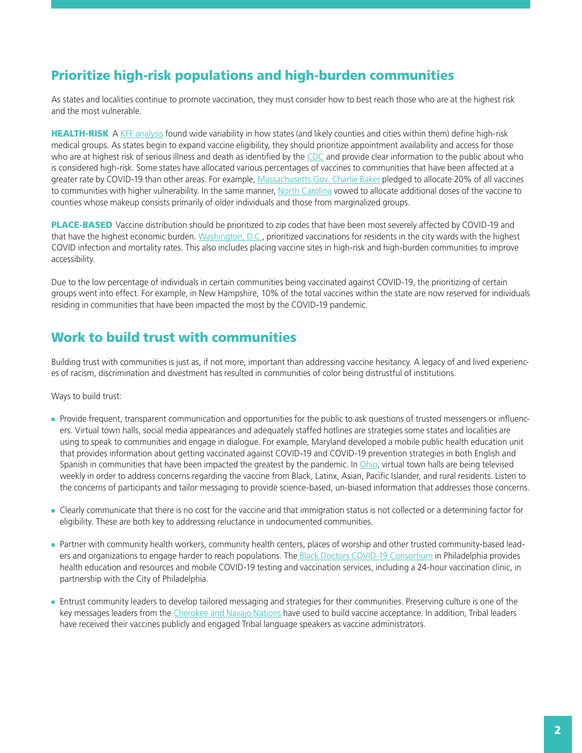## Prioritize high-risk populations and high-burden communities

As states and localities continue to promote vaccination, they must consider how to best reach those who are at the highest risk and the most vulnerable.

**HEALTH-RISK** A KFF analysis found wide variability in how states (and likely counties and cities within them) define high-risk medical groups. As states begin to expand vaccine eligibility, they should prioritize appointment availability and access for those who are at highest risk of serious illness and death as identified by the CDC and provide clear information to the public about who is considered high-risk. Some states have allocated various percentages of vaccines to communities that have been affected at a greater rate by COVID-19 than other areas. For example, Massachusetts Gov. Charlie Baker pledged to allocate 20% of all vaccines to communities with higher vulnerability. In the same manner, North Carolina vowed to allocate additional doses of the vaccine to counties whose makeup consists primarily of older individuals and those from marginalized groups.

**PLACE-BASED** Vaccine distribution should be prioritized to zip codes that have been most severely affected by COVID-19 and that have the highest economic burden. Washington, D.C., prioritized vaccinations for residents in the city wards with the highest COVID infection and mortality rates. This also includes placing vaccine sites in high-risk and high-burden communities to improve accessibility.

Due to the low percentage of individuals in certain communities being vaccinated against COVID-19, the prioritizing of certain groups went into effect. For example, in New Hampshire, 10% of the total vaccines within the state are now reserved for individuals residing in communities that have been impacted the most by the COVID-19 pandemic.

## Work to build trust with communities

Building trust with communities is just as, if not more, important than addressing vaccine hesitancy. A legacy of and lived experiences of racism, discrimination and divestment has resulted in communities of color being distrustful of institutions.

Ways to build trust:

- Provide frequent, transparent communication and opportunities for the public to ask questions of trusted messengers or influencers. Virtual town halls, social media appearances and adequately staffed hotlines are strategies some states and localities are using to speak to communities and engage in dialogue. For example, Maryland developed a mobile public health education unit that provides information about getting vaccinated against COVID-19 and COVID-19 prevention strategies in both English and Spanish in communities that have been impacted the greatest by the pandemic. In Ohio, virtual town halls are being televised weekly in order to address concerns regarding the vaccine from Black, Latinx, Asian, Pacific Islander, and rural residents. Listen to the concerns of participants and tailor messaging to provide science-based, un-biased information that addresses those concerns.

- Clearly communicate that there is no cost for the vaccine and that immigration status is not collected or a determining factor for eligibility. These are both key to addressing reluctance in undocumented communities.

- Partner with community health workers, community health centers, places of worship and other trusted community-based leaders and organizations to engage harder to reach populations. The Black Doctors COVID-19 Consortium in Philadelphia provides health education and resources and mobile COVID-19 testing and vaccination services, including a 24-hour vaccination clinic, in partnership with the City of Philadelphia.

- Entrust community leaders to develop tailored messaging and strategies for their communities. Preserving culture is one of the key messages leaders from the Cherokee and Navajo Nations have used to build vaccine acceptance. In addition, Tribal leaders have received their vaccines publicly and engaged Tribal language speakers as vaccine administrators.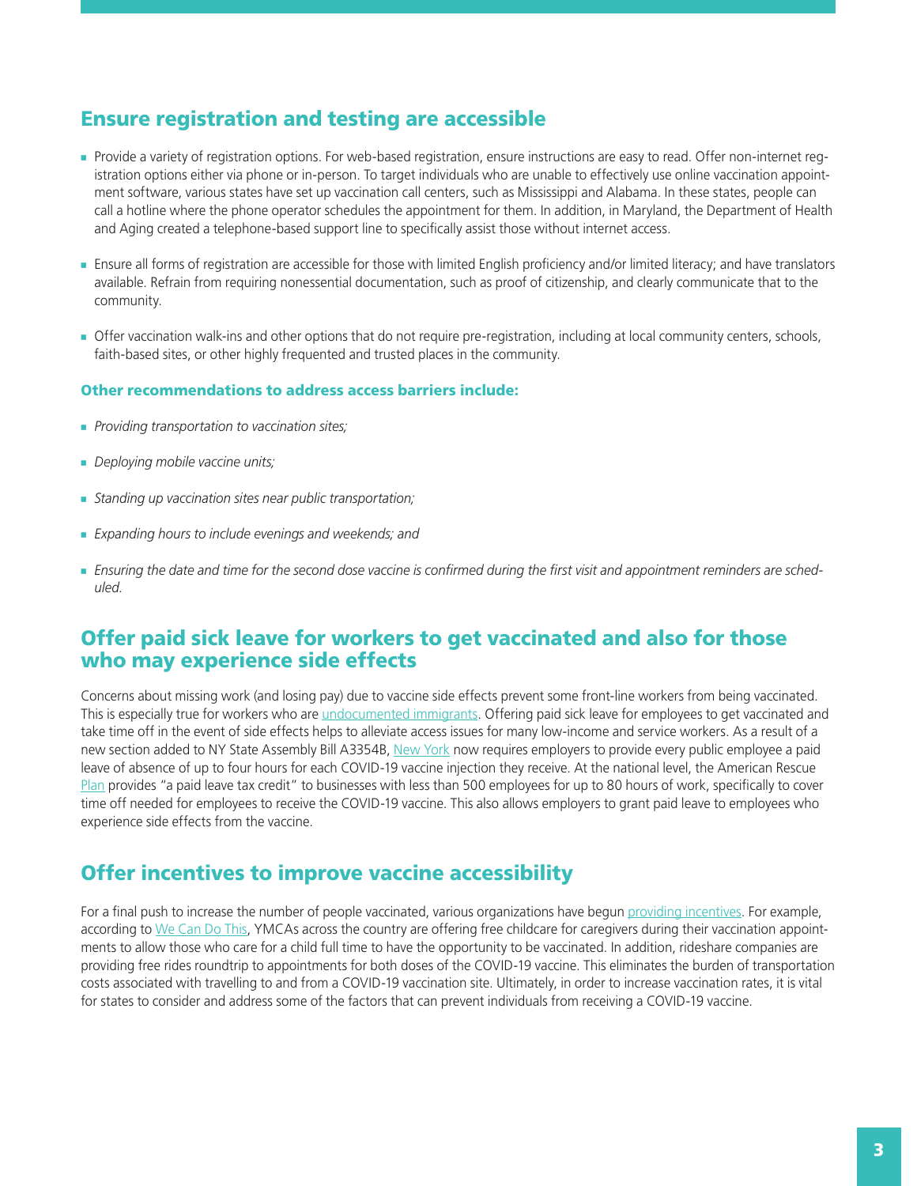## Ensure registration and testing are accessible

- Provide a variety of registration options. For web-based registration, ensure instructions are easy to read. Offer non-internet registration options either via phone or in-person. To target individuals who are unable to effectively use online vaccination appointment software, various states have set up vaccination call centers, such as Mississippi and Alabama. In these states, people can call a hotline where the phone operator schedules the appointment for them. In addition, in Maryland, the Department of Health and Aging created a telephone-based support line to specifically assist those without internet access.
- Ensure all forms of registration are accessible for those with limited English proficiency and/or limited literacy; and have translators available. Refrain from requiring nonessential documentation, such as proof of citizenship, and clearly communicate that to the community.
- Offer vaccination walk-ins and other options that do not require pre-registration, including at local community centers, schools, faith-based sites, or other highly frequented and trusted places in the community.

### Other recommendations to address access barriers include:

- *Providing transportation to vaccination sites;*
- *Deploying mobile vaccine units;*
- *Standing up vaccination sites near public transportation;*
- *Expanding hours to include evenings and weekends; and*
- *Ensuring the date and time for the second dose vaccine is confirmed during the first visit and appointment reminders are scheduled.*

## Offer paid sick leave for workers to get vaccinated and also for those who may experience side effects

Concerns about missing work (and losing pay) due to vaccine side effects prevent some front-line workers from being vaccinated. This is especially true for workers who are undocumented immigrants. Offering paid sick leave for employees to get vaccinated and take time off in the event of side effects helps to alleviate access issues for many low-income and service workers. As a result of a new section added to NY State Assembly Bill A3354B, New York now requires employers to provide every public employee a paid leave of absence of up to four hours for each COVID-19 vaccine injection they receive. At the national level, the American Rescue Plan provides "a paid leave tax credit" to businesses with less than 500 employees for up to 80 hours of work, specifically to cover time off needed for employees to receive the COVID-19 vaccine. This also allows employers to grant paid leave to employees who experience side effects from the vaccine.

## Offer incentives to improve vaccine accessibility

For a final push to increase the number of people vaccinated, various organizations have begun providing incentives. For example, according to We Can Do This, YMCAs across the country are offering free childcare for caregivers during their vaccination appointments to allow those who care for a child full time to have the opportunity to be vaccinated. In addition, rideshare companies are providing free rides roundtrip to appointments for both doses of the COVID-19 vaccine. This eliminates the burden of transportation costs associated with travelling to and from a COVID-19 vaccination site. Ultimately, in order to increase vaccination rates, it is vital for states to consider and address some of the factors that can prevent individuals from receiving a COVID-19 vaccine.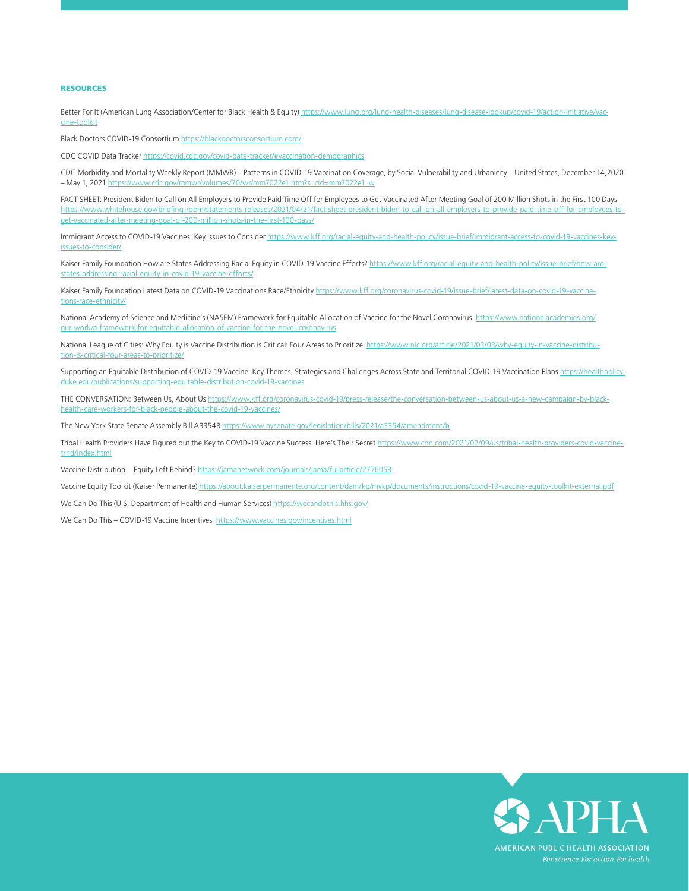### RESOURCES

Better For It (American Lung Association/Center for Black Health & Equity) https://www.lung.org/lung-health-diseases/lung-disease-lookup/covid-19/action-initiative/vaccine-toolkit

Black Doctors COVID-19 Consortium https://blackdoctorsconsortium.com/

CDC COVID Data Tracker https://covid.cdc.gov/covid-data-tracker/#vaccination-demographics

CDC Morbidity and Mortality Weekly Report (MMWR) – Patterns in COVID-19 Vaccination Coverage, by Social Vulnerability and Urbanicity – United States, December 14,2020 – May 1, 2021 https://www.cdc.gov/mmwr/volumes/70/wr/mm7022e1.htm?s_cid=mm7022e1_w

FACT SHEET: President Biden to Call on All Employers to Provide Paid Time Off for Employees to Get Vaccinated After Meeting Goal of 200 Million Shots in the First 100 Days https://www.whitehouse.gov/briefing-room/statements-releases/2021/04/21/fact-sheet-president-biden-to-call-on-all-employers-to-provide-paid-time-off-for-employees-to-get-vaccinated-after-meeting-goal-of-200-million-shots-in-the-first-100-days/

Immigrant Access to COVID-19 Vaccines: Key Issues to Consider https://www.kff.org/racial-equity-and-health-policy/issue-brief/immigrant-access-to-covid-19-vaccines-key-issues-to-consider/

Kaiser Family Foundation How are States Addressing Racial Equity in COVID-19 Vaccine Efforts? https://www.kff.org/racial-equity-and-health-policy/issue-brief/how-are-states-addressing-racial-equity-in-covid-19-vaccine-efforts/

Kaiser Family Foundation Latest Data on COVID-19 Vaccinations Race/Ethnicity https://www.kff.org/coronavirus-covid-19/issue-brief/latest-data-on-covid-19-vaccinations-race-ethnicity/

National Academy of Science and Medicine's (NASEM) Framework for Equitable Allocation of Vaccine for the Novel Coronavirus https://www.nationalacademies.org/our-work/a-framework-for-equitable-allocation-of-vaccine-for-the-novel-coronavirus

National League of Cities: Why Equity is Vaccine Distribution is Critical: Four Areas to Prioritize https://www.nlc.org/article/2021/03/03/why-equity-in-vaccine-distribution-is-critical-four-areas-to-prioritize/

Supporting an Equitable Distribution of COVID-19 Vaccine: Key Themes, Strategies and Challenges Across State and Territorial COVID-19 Vaccination Plans https://healthpolicy.duke.edu/publications/supporting-equitable-distribution-covid-19-vaccines

THE CONVERSATION: Between Us, About Us https://www.kff.org/coronavirus-covid-19/press-release/the-conversation-between-us-about-us-a-new-campaign-by-black-health-care-workers-for-black-people-about-the-covid-19-vaccines/

The New York State Senate Assembly Bill A3354B https://www.nysenate.gov/legislation/bills/2021/a3354/amendment/b

Tribal Health Providers Have Figured out the Key to COVID-19 Vaccine Success. Here's Their Secret https://www.cnn.com/2021/02/09/us/tribal-health-providers-covid-vaccine-trnd/index.html

Vaccine Distribution—Equity Left Behind? https://jamanetwork.com/journals/jama/fullarticle/2776053

Vaccine Equity Toolkit (Kaiser Permanente) https://about.kaiserpermanente.org/content/dam/kp/mykp/documents/instructions/covid-19-vaccine-equity-toolkit-external.pdf

We Can Do This (U.S. Department of Health and Human Services) https://wecandothis.hhs.gov/

We Can Do This – COVID-19 Vaccine Incentives https://www.vaccines.gov/incentives.html

APHA

AMERICAN PUBLIC HEALTH ASSOCIATION

*For science. For action. For health.*